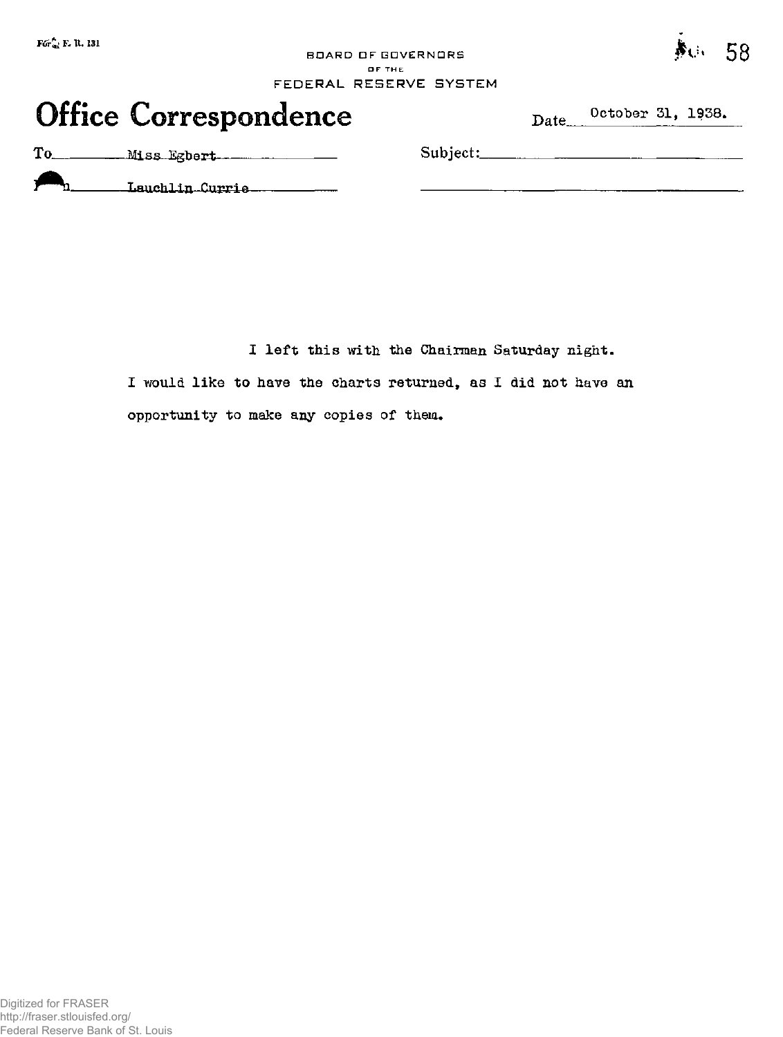BOARD OF GOVERNORS
OF THE
FEDERAL RESERVE SYSTEM

# Office Correspondence

Date: October 31, 1938.

To: Miss Egbert

From: Lauchlin Currie

Subject:

I left this with the Chairman Saturday night. I would like to have the charts returned, as I did not have an opportunity to make any copies of them.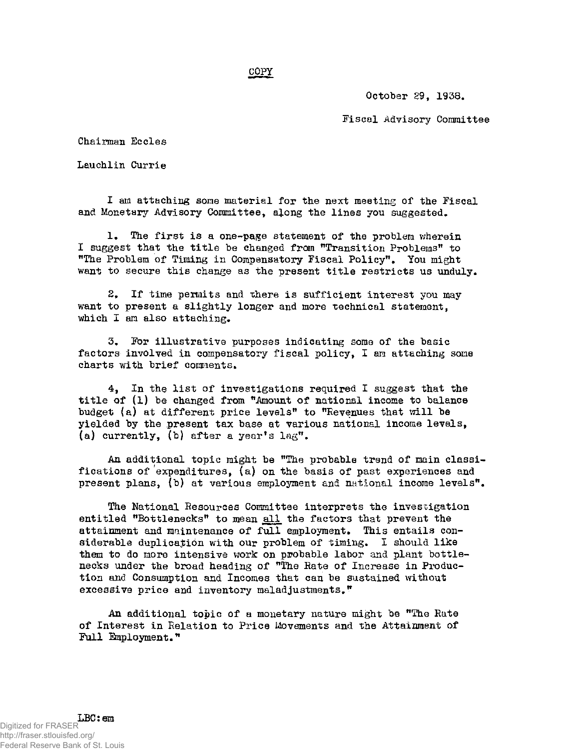COPY

October 29, 1938.

Fiscal Advisory Committee

Chairman Eccles

Lauchlin Currie

I am attaching some material for the next meeting of the Fiscal and Monetary Advisory Committee, along the lines you suggested.

1. The first is a one-page statement of the problem wherein I suggest that the title be changed from "Transition Problems" to "The Problem of Timing in Compensatory Fiscal Policy". You might want to secure this change as the present title restricts us unduly.

2. If time permits and there is sufficient interest you may want to present a slightly longer and more technical statement, which I am also attaching.

3. For illustrative purposes indicating some of the basic factors involved in compensatory fiscal policy, I am attaching some charts with brief comments.

4. In the list of investigations required I suggest that the title of (1) be changed from "Amount of national income to balance budget (a) at different price levels" to "Revenues that will be yielded by the present tax base at various national income levels, (a) currently, (b) after a year's lag".

An additional topic might be "The probable trend of main classifications of expenditures, (a) on the basis of past experiences and present plans, (b) at various employment and national income levels".

The National Resources Committee interprets the investigation entitled "Bottlenecks" to mean <u>all</u> the factors that prevent the attainment and maintenance of full employment. This entails considerable duplication with our problem of timing. I should like them to do more intensive work on probable labor and plant bottlenecks under the broad heading of "The Rate of Increase in Production and Consumption and Incomes that can be sustained without excessive price and inventory maladjustments."

An additional topic of a monetary nature might be "The Rate of Interest in Relation to Price Movements and the Attainment of Full Employment."

LBC:em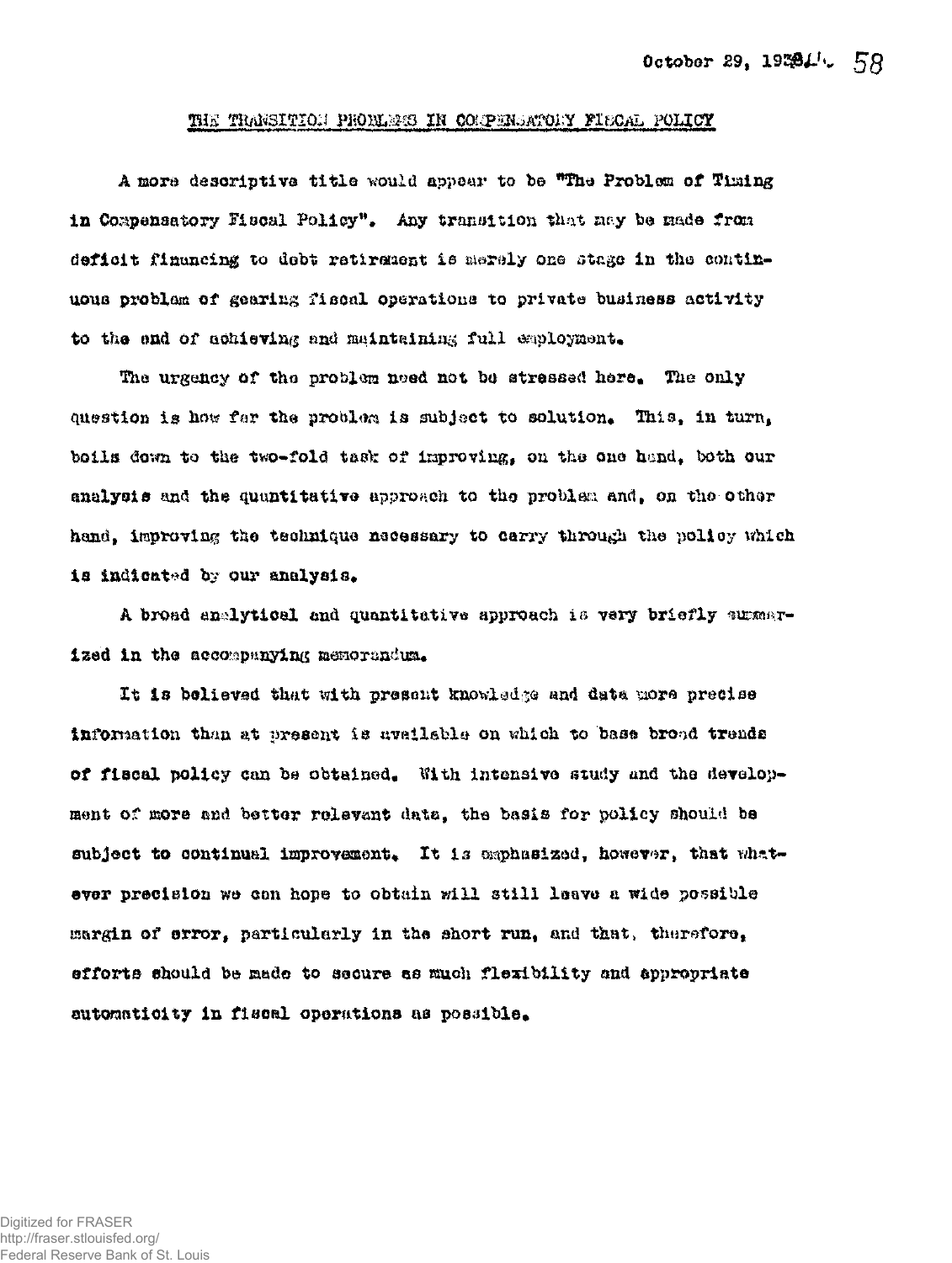October 29, 1944

## THE TRANSITION PROBLEMS IN COMPENSATORY FISCAL POLICY

A more descriptive title would appear to be "The Problem of Timing in Compensatory Fiscal Policy". Any transition that may be made from deficit financing to debt retirement is merely one stage in the continuous problem of gearing fiscal operations to private business activity to the end of achieving and maintaining full employment.

The urgency of the problem need not be stressed here. The only question is how far the problem is subject to solution. This, in turn, boils down to the two-fold task of improving, on the one hand, both our analysis and the quantitative approach to the problem and, on the other hand, improving the technique necessary to carry through the policy which is indicated by our analysis.

A broad analytical and quantitative approach is very briefly summarized in the accompanying memorandum.

It is believed that with present knowledge and data more precise information than at present is available on which to base broad trends of fiscal policy can be obtained. With intensive study and the development of more and better relevant data, the basis for policy should be subject to continual improvement. It is emphasized, however, that whatever precision we can hope to obtain will still leave a wide possible margin of error, particularly in the short run, and that, therefore, efforts should be made to secure as much flexibility and appropriate automaticity in fiscal operations as possible.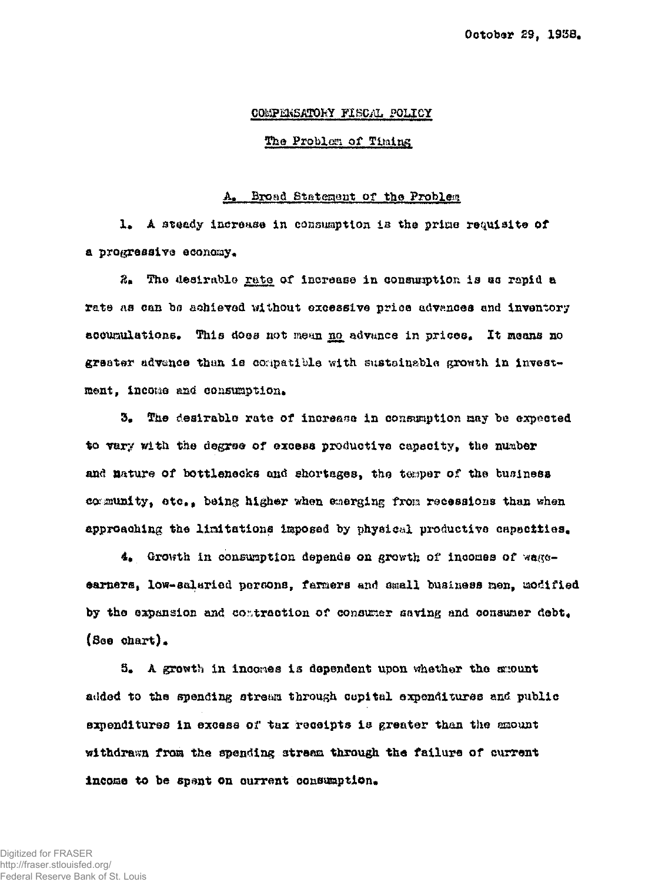October 29, 1938.

## COMPENSATORY FISCAL POLICY

### The Problem of Timing

### A. Broad Statement of the Problem

1. A steady increase in consumption is the prime requisite of a progressive economy.

2. The desirable rate of increase in consumption is as rapid a rate as can be achieved without excessive price advances and inventory accumulations. This does not mean no advance in prices. It means no greater advance than is compatible with sustainable growth in investment, income and consumption.

3. The desirable rate of increase in consumption may be expected to vary with the degree of excess productive capacity, the number and nature of bottlenecks and shortages, the temper of the business community, etc., being higher when emerging from recessions than when approaching the limitations imposed by physical productive capacities.

4. Growth in consumption depends on growth of incomes of wage-earners, low-salaried persons, farmers and small business men, modified by the expansion and contraction of consumer saving and consumer debt. (See chart).

5. A growth in incomes is dependent upon whether the amount added to the spending stream through capital expenditures and public expenditures in excess of tax receipts is greater than the amount withdrawn from the spending stream through the failure of current income to be spent on current consumption.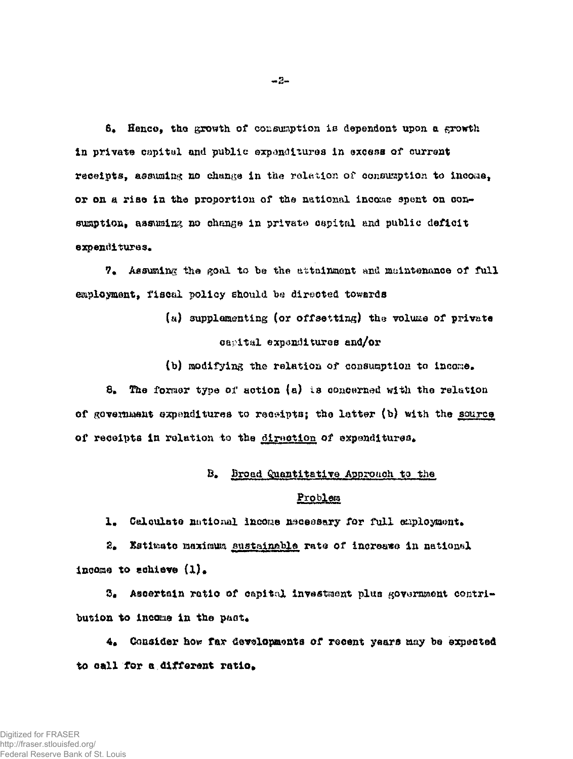6. Hence, the growth of consumption is dependent upon a growth in private capital and public expenditures in excess of current receipts, assuming no change in the relation of consumption to income, or on a rise in the proportion of the national income spent on consumption, assuming no change in private capital and public deficit expenditures.

7. Assuming the goal to be the attainment and maintenance of full employment, fiscal policy should be directed towards

(a) supplementing (or offsetting) the volume of private capital expenditures and/or

(b) modifying the relation of consumption to income.

8. The former type of action (a) is concerned with the relation of government expenditures to receipts; the latter (b) with the <u>source</u> of receipts in relation to the <u>direction</u> of expenditures.

## B. <u>Broad Quantitative Approach to the Problem</u>

1. Calculate national income necessary for full employment.

2. Estimate maximum <u>sustainable</u> rate of increase in national income to achieve (1).

3. Ascertain ratio of capital investment plus government contribution to income in the past.

4. Consider how far developments of recent years may be expected to call for a different ratio.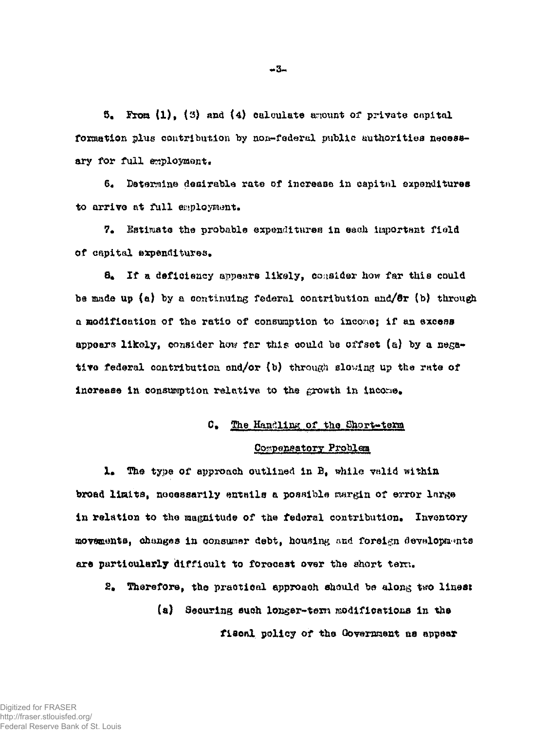5. From (1), (3) and (4) calculate amount of private capital formation plus contribution by non-federal public authorities necessary for full employment.

6. Determine desirable rate of increase in capital expenditures to arrive at full employment.

7. Estimate the probable expenditures in each important field of capital expenditures.

8. If a deficiency appears likely, consider how far this could be made up (a) by a continuing federal contribution and/or (b) through a modification of the ratio of consumption to income; if an excess appears likely, consider how far this could be offset (a) by a negative federal contribution and/or (b) through slowing up the rate of increase in consumption relative to the growth in income.

## C. The Handling of the Short-term Compensatory Problem

1. The type of approach outlined in B, while valid within broad limits, necessarily entails a possible margin of error large in relation to the magnitude of the federal contribution. Inventory movements, changes in consumer debt, housing and foreign developments are particularly difficult to forecast over the short term.

2. Therefore, the practical approach should be along two lines:

   (a) Securing such longer-term modifications in the fiscal policy of the Government as appear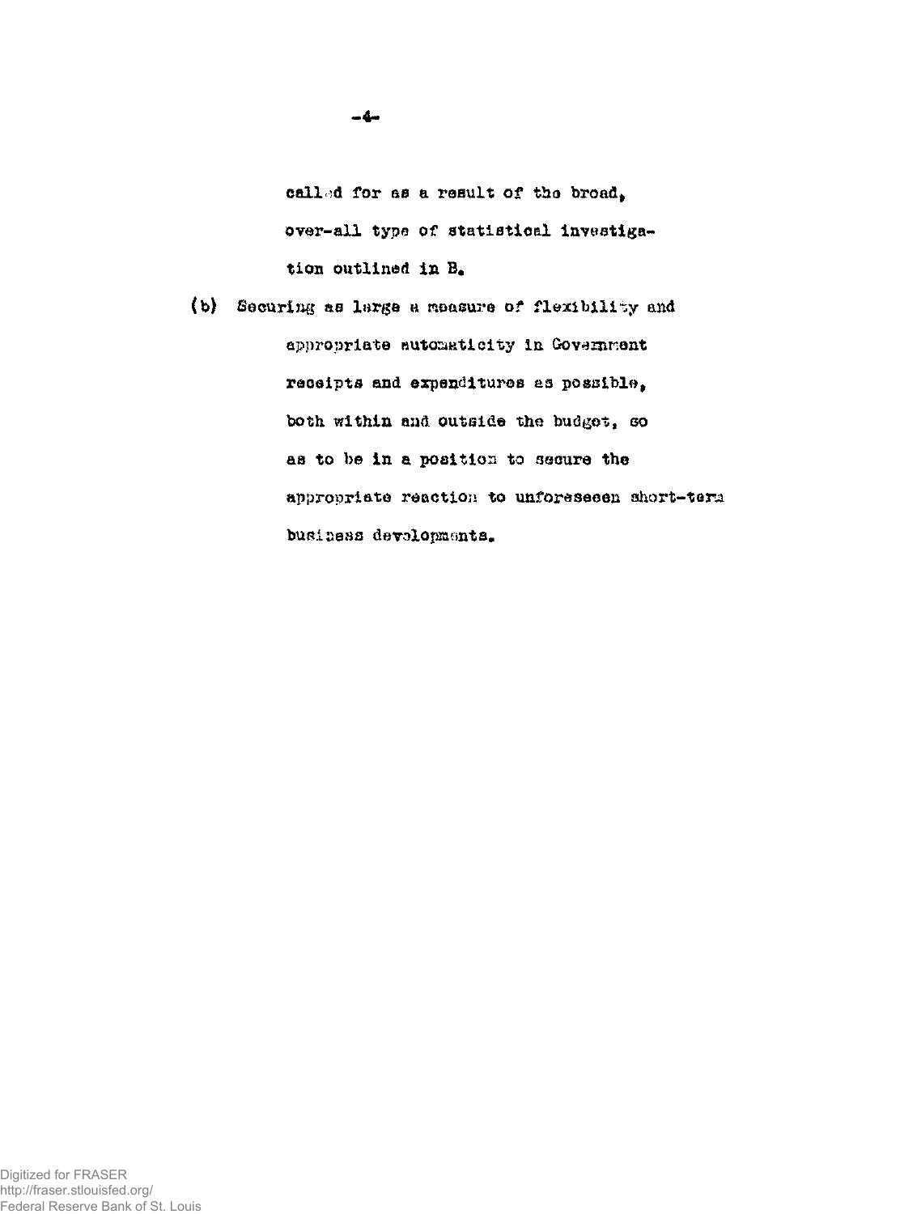called for as a result of the broad, over-all type of statistical investigation outlined in B.

(b) Securing as large a measure of flexibility and appropriate automaticity in Government receipts and expenditures as possible, both within and outside the budget, so as to be in a position to secure the appropriate reaction to unforeseeen short-term business developments.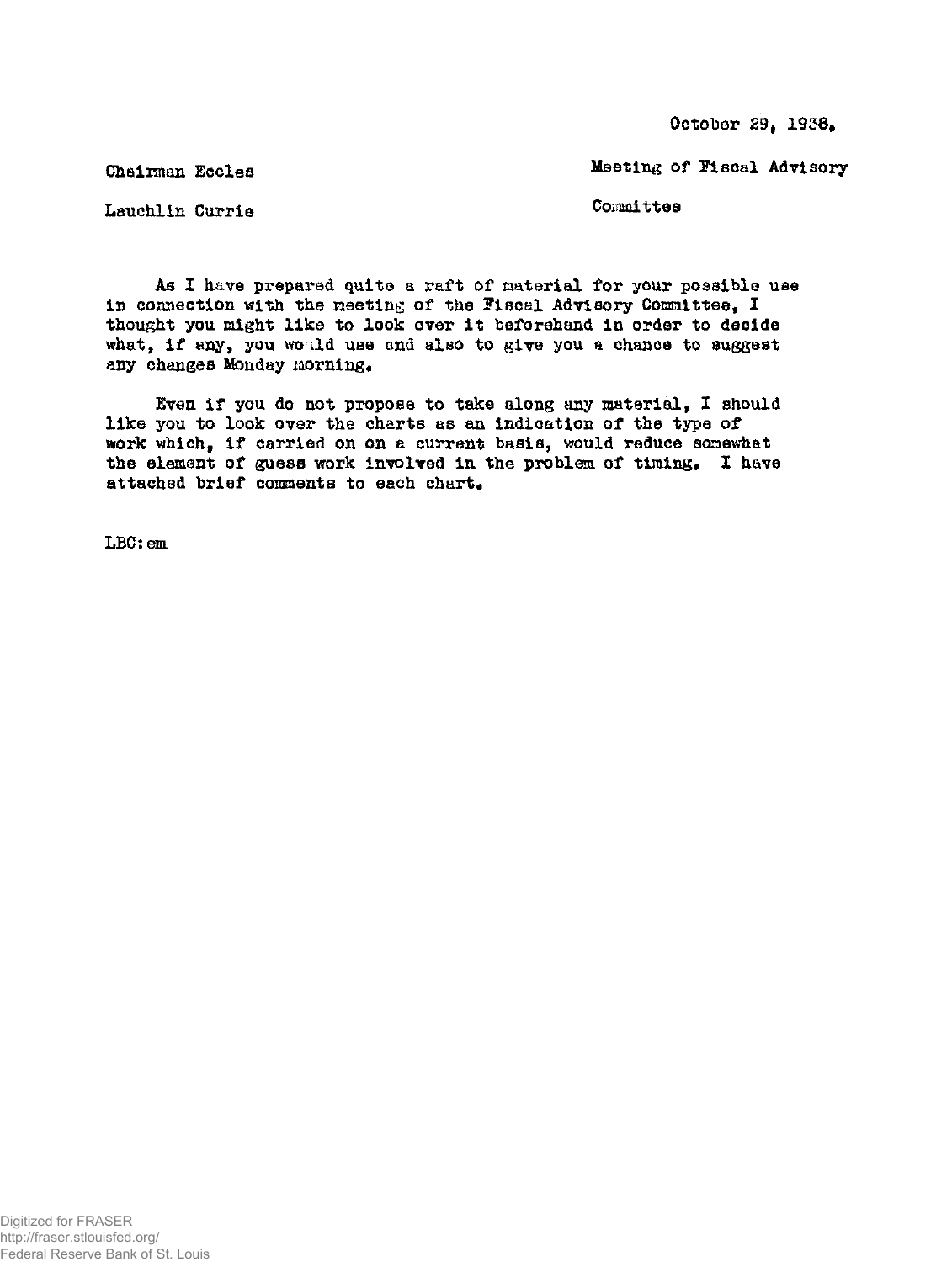October 29, 1938.

Chairman Eccles

Lauchlin Currie

Meeting of Fiscal Advisory Committee

As I have prepared quite a raft of material for your possible use in connection with the meeting of the Fiscal Advisory Committee, I thought you might like to look over it beforehand in order to decide what, if any, you would use and also to give you a chance to suggest any changes Monday morning.

Even if you do not propose to take along any material, I should like you to look over the charts as an indication of the type of work which, if carried on on a current basis, would reduce somewhat the element of guess work involved in the problem of timing. I have attached brief comments to each chart.

LBC:em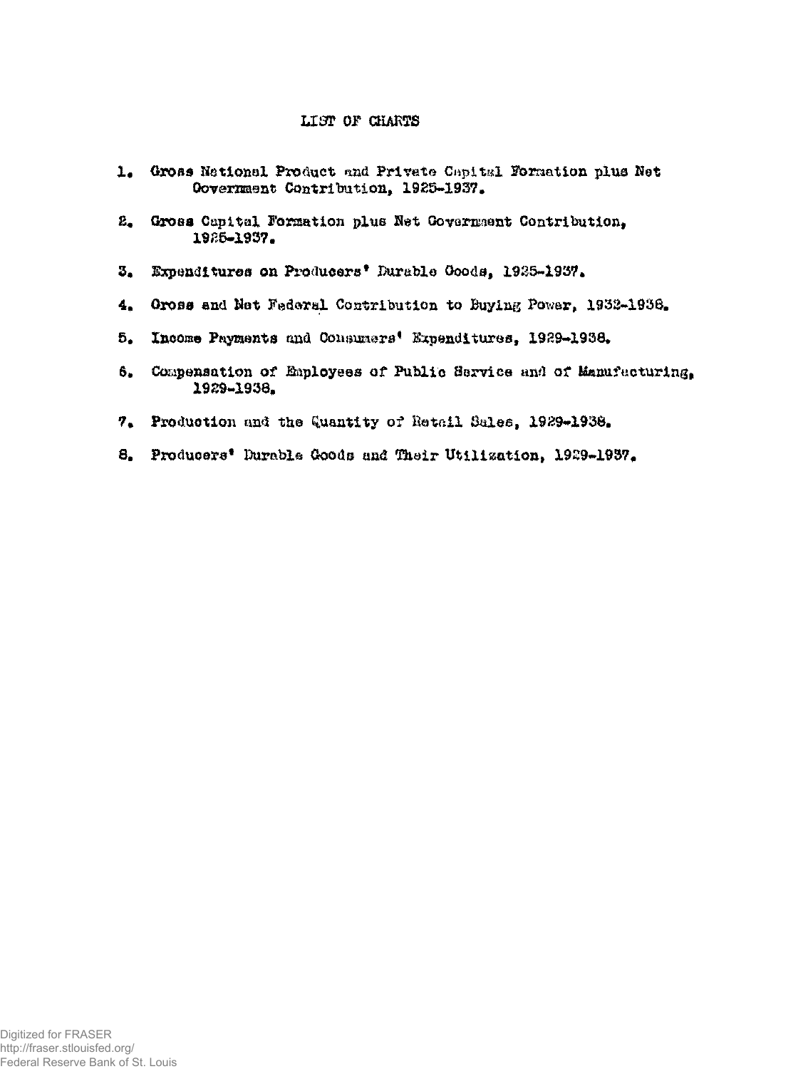# LIST OF CHARTS

1. Gross National Product and Private Capital Formation plus Net Government Contribution, 1925-1937.
2. Gross Capital Formation plus Net Government Contribution, 1925-1937.
3. Expenditures on Producers' Durable Goods, 1925-1937.
4. Gross and Net Federal Contribution to Buying Power, 1932-1938.
5. Income Payments and Consumers' Expenditures, 1929-1938.
6. Compensation of Employees of Public Service and of Manufacturing, 1929-1938.
7. Production and the Quantity of Retail Sales, 1929-1938.
8. Producers' Durable Goods and Their Utilization, 1929-1937.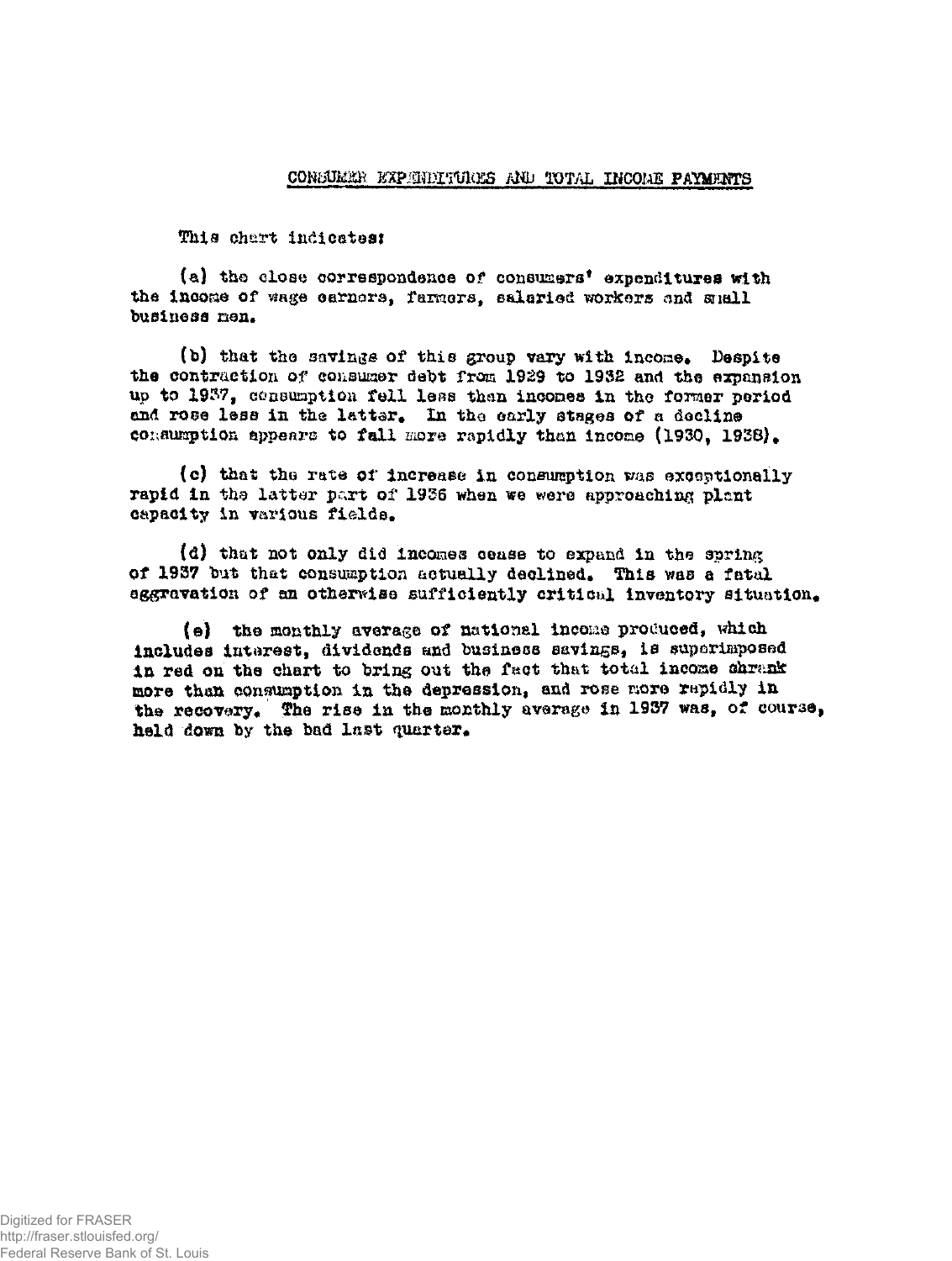## CONSUMER EXPENDITURES AND TOTAL INCOME PAYMENTS

This chart indicates:

(a) the close correspondence of consumers' expenditures with the income of wage earners, farmers, salaried workers and small business men.

(b) that the savings of this group vary with income. Despite the contraction of consumer debt from 1929 to 1932 and the expansion up to 1937, consumption fell less than incomes in the former period and rose less in the latter. In the early stages of a decline consumption appears to fall more rapidly than income (1930, 1938).

(c) that the rate of increase in consumption was exceptionally rapid in the latter part of 1936 when we were approaching plant capacity in various fields.

(d) that not only did incomes cease to expand in the spring of 1937 but that consumption actually declined. This was a fatal aggravation of an otherwise sufficiently critical inventory situation.

(e) the monthly average of national income produced, which includes interest, dividends and business savings, is superimposed in red on the chart to bring out the fact that total income shrank more than consumption in the depression, and rose more rapidly in the recovery. The rise in the monthly average in 1937 was, of course, held down by the bad last quarter.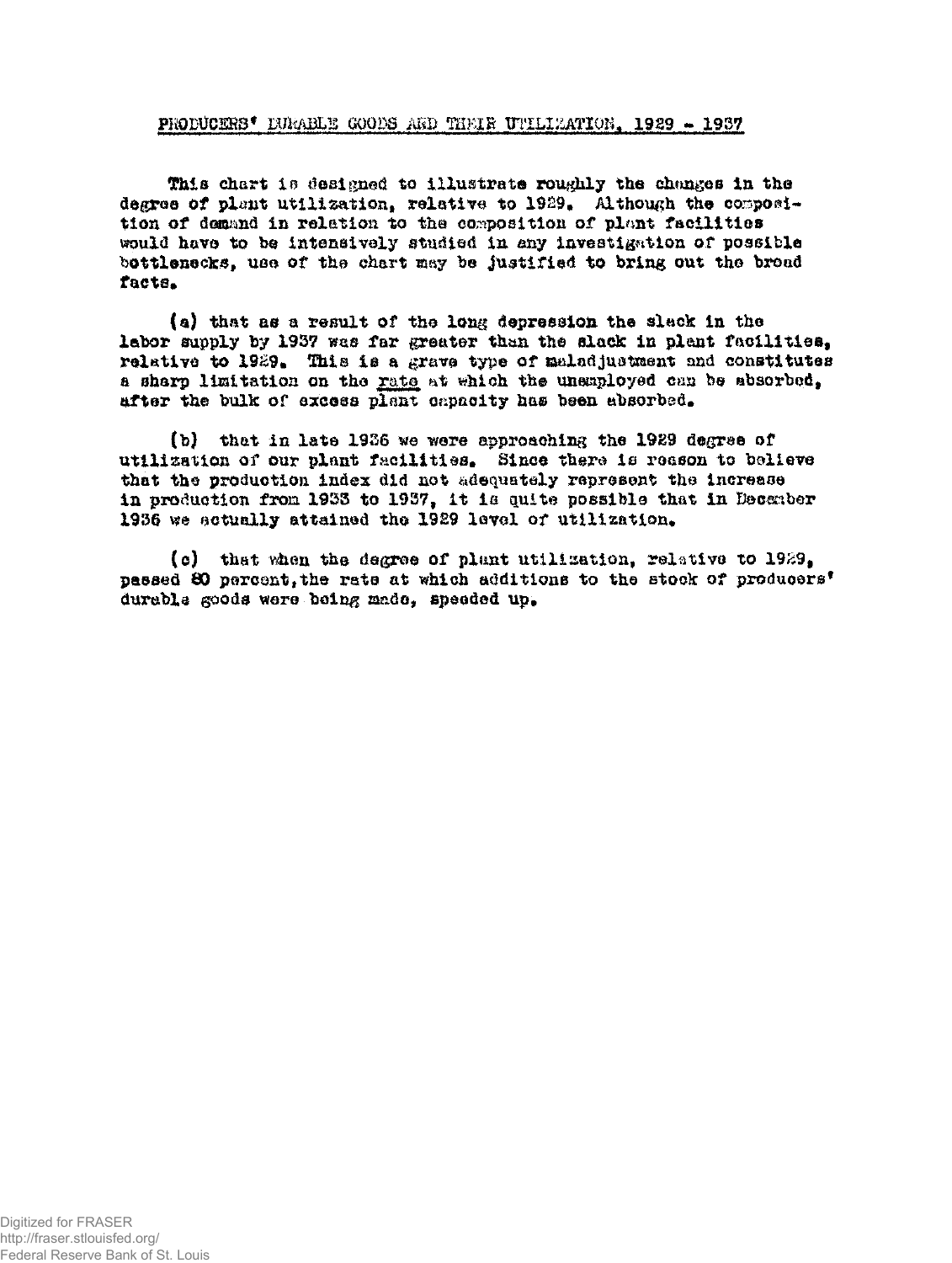## PRODUCERS' DURABLE GOODS AND THEIR UTILIZATION, 1929 - 1937

This chart is designed to illustrate roughly the changes in the degree of plant utilization, relative to 1929. Although the composition of demand in relation to the composition of plant facilities would have to be intensively studied in any investigation of possible bottlenecks, use of the chart may be justified to bring out the broad facts.

(a) that as a result of the long depression the slack in the labor supply by 1937 was far greater than the slack in plant facilities, relative to 1929. This is a grave type of maladjustment and constitutes a sharp limitation on the _rate_ at which the unemployed can be absorbed, after the bulk of excess plant capacity has been absorbed.

(b) that in late 1936 we were approaching the 1929 degree of utilization of our plant facilities. Since there is reason to believe that the production index did not adequately represent the increase in production from 1933 to 1937, it is quite possible that in December 1936 we actually attained the 1929 level of utilization.

(c) that when the degree of plant utilization, relative to 1929, passed 80 percent, the rate at which additions to the stock of producers' durable goods were being made, speeded up.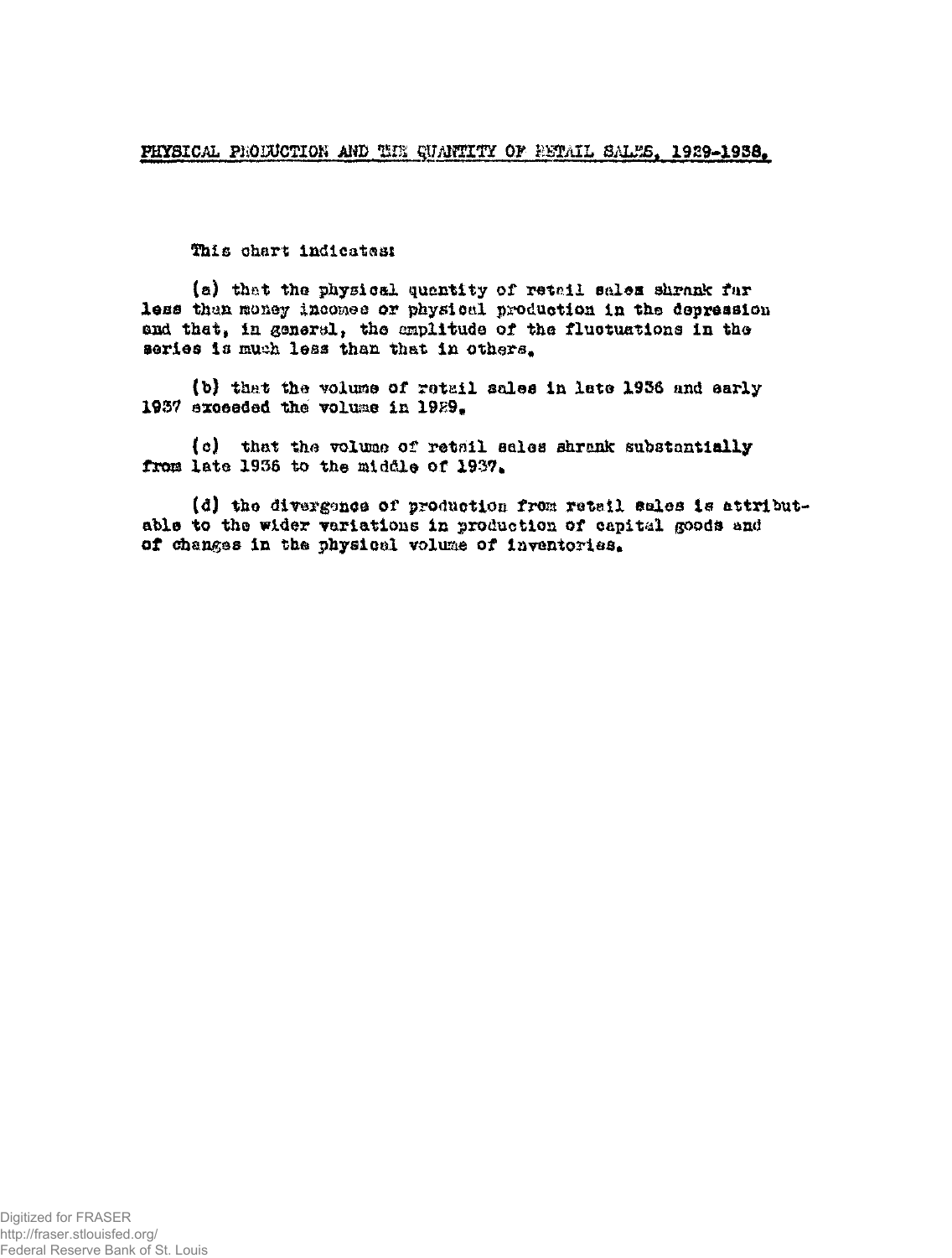## PHYSICAL PRODUCTION AND THE QUANTITY OF RETAIL SALES, 1929-1938.

This chart indicates:

(a) that the physical quantity of retail sales shrank far less than money incomes or physical production in the depression and that, in general, the amplitude of the fluctuations in the series is much less than that in others.

(b) that the volume of retail sales in late 1936 and early 1937 exceeded the volume in 1929.

(c) that the volume of retail sales shrank substantially from late 1936 to the middle of 1937.

(d) the divergence of production from retail sales is attributable to the wider variations in production of capital goods and of changes in the physical volume of inventories.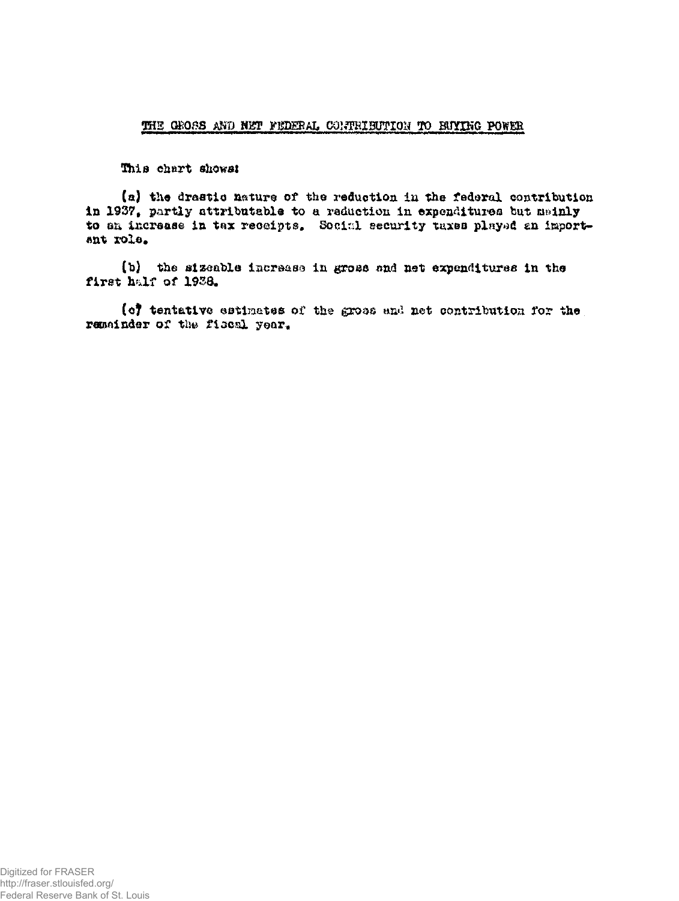## THE GROSS AND NET FEDERAL CONTRIBUTION TO BUYING POWER

This chart shows:

(a) the drastic nature of the reduction in the federal contribution in 1937, partly attributable to a reduction in expenditures but mainly to an increase in tax receipts. Social security taxes played an important role.

(b) the sizeable increase in gross and net expenditures in the first half of 1938.

(c) tentative estimates of the gross and net contribution for the remainder of the fiscal year.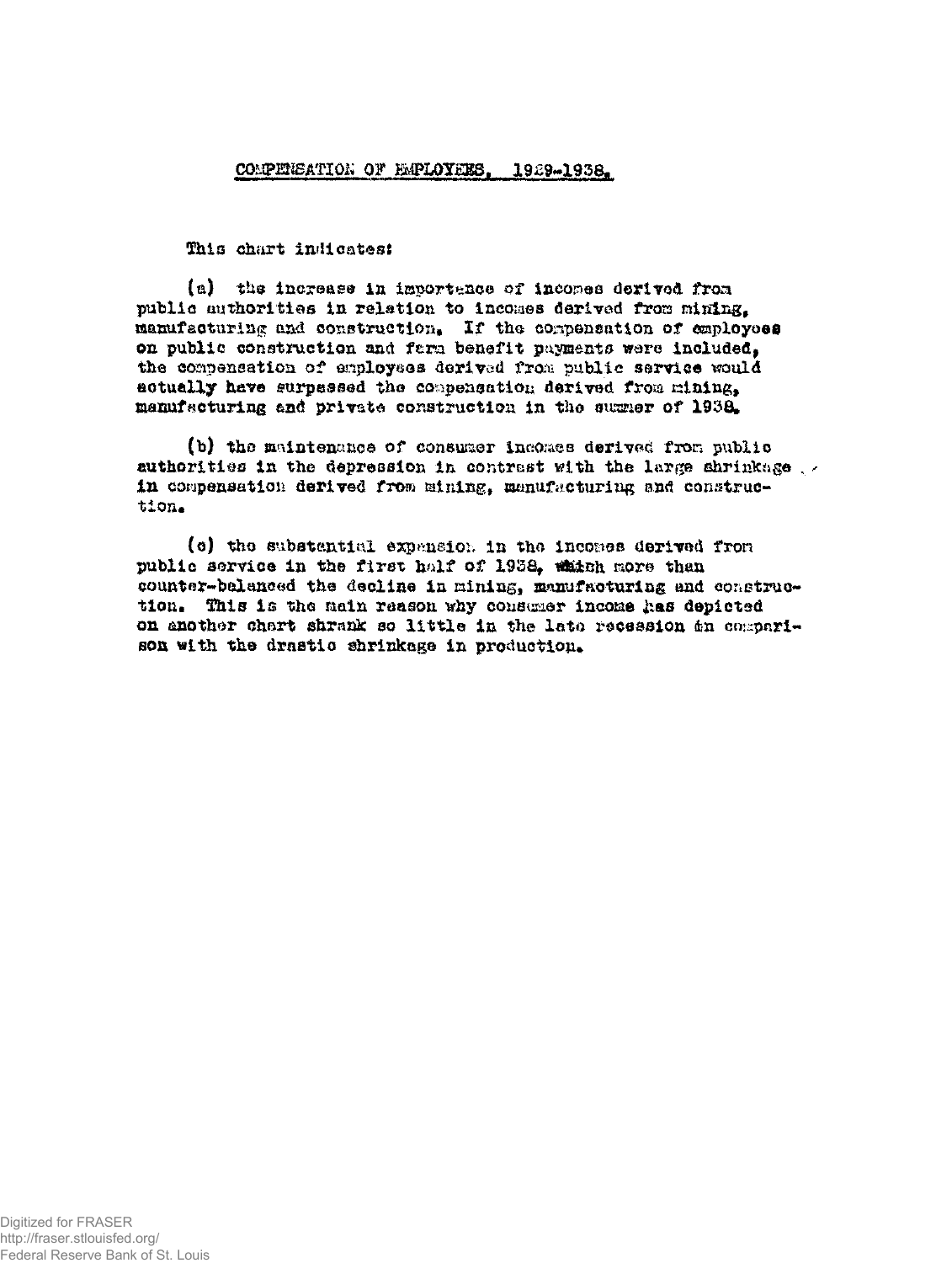# COMPENSATION OF EMPLOYEES, 1929-1938.

This chart indicates:

(a) the increase in importance of incomes derived from public authorities in relation to incomes derived from mining, manufacturing and construction. If the compensation of employees on public construction and farm benefit payments were included, the compensation of employees derived from public service would actually have surpassed the compensation derived from mining, manufacturing and private construction in the summer of 1938.

(b) the maintenance of consumer incomes derived from public authorities in the depression in contrast with the large shrinkage in compensation derived from mining, manufacturing and construction.

(c) the substantial expansion in the incomes derived from public service in the first half of 1938, which more than counter-balanced the decline in mining, manufacturing and construction. This is the main reason why consumer income has depicted on another chart shrank so little in the late recession in comparison with the drastic shrinkage in production.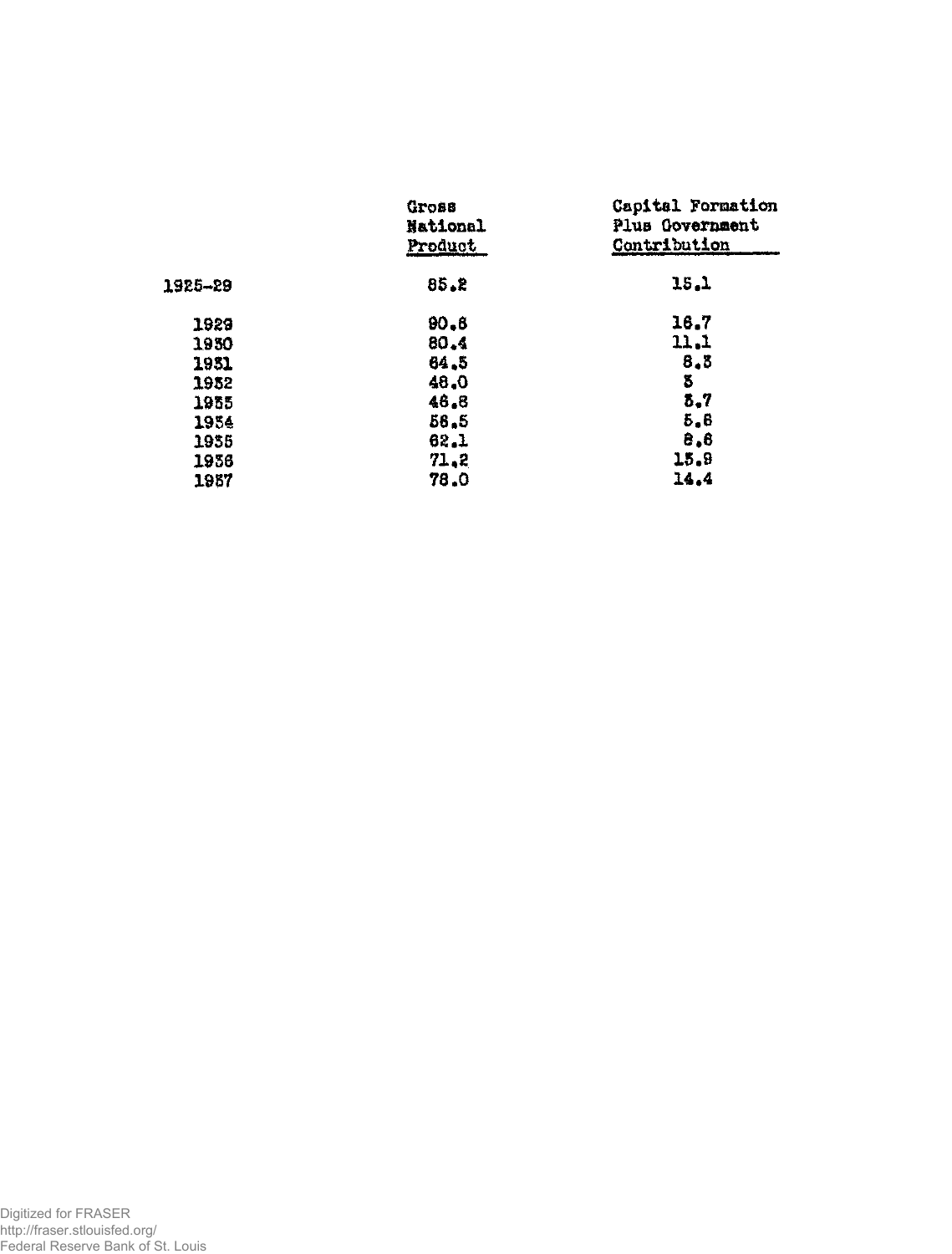| | Gross National Product | Capital Formation Plus Government Contribution |
|---|---|---|
| 1925-29 | 85.2 | 15.1 |
| 1929 | 90.8 | 16.7 |
| 1930 | 80.4 | 11.1 |
| 1931 | 64.5 | 8.3 |
| 1932 | 48.0 | 3 |
| 1933 | 46.8 | 3.7 |
| 1934 | 56.5 | 5.8 |
| 1935 | 62.1 | 8.8 |
| 1936 | 71.2 | 15.9 |
| 1937 | 78.0 | 14.4 |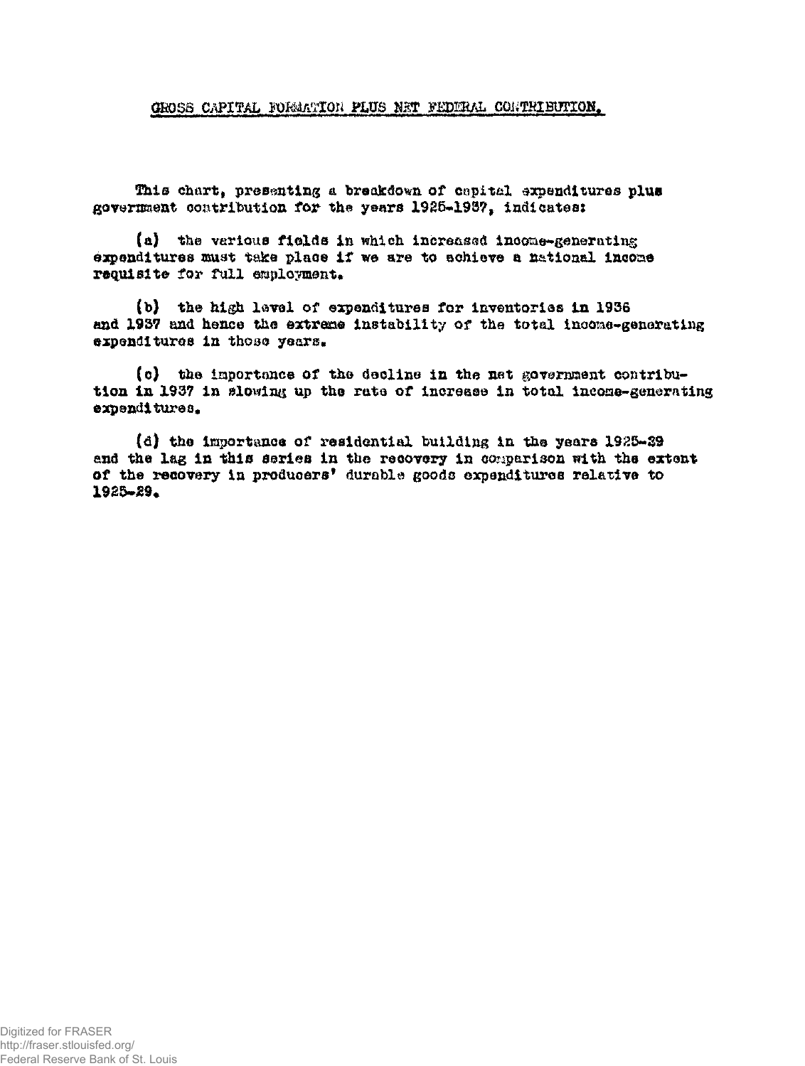## GROSS CAPITAL FORMATION PLUS NET FEDERAL CONTRIBUTION.

This chart, presenting a breakdown of capital expenditures plus government contribution for the years 1925-1937, indicates:

(a) the various fields in which increased income-generating expenditures must take place if we are to achieve a national income requisite for full employment.

(b) the high level of expenditures for inventories in 1936 and 1937 and hence the extreme instability of the total income-generating expenditures in those years.

(c) the importance of the decline in the net government contribution in 1937 in slowing up the rate of increase in total income-generating expenditures.

(d) the importance of residential building in the years 1925-29 and the lag in this series in the recovery in comparison with the extent of the recovery in producers' durable goods expenditures relative to 1925-29.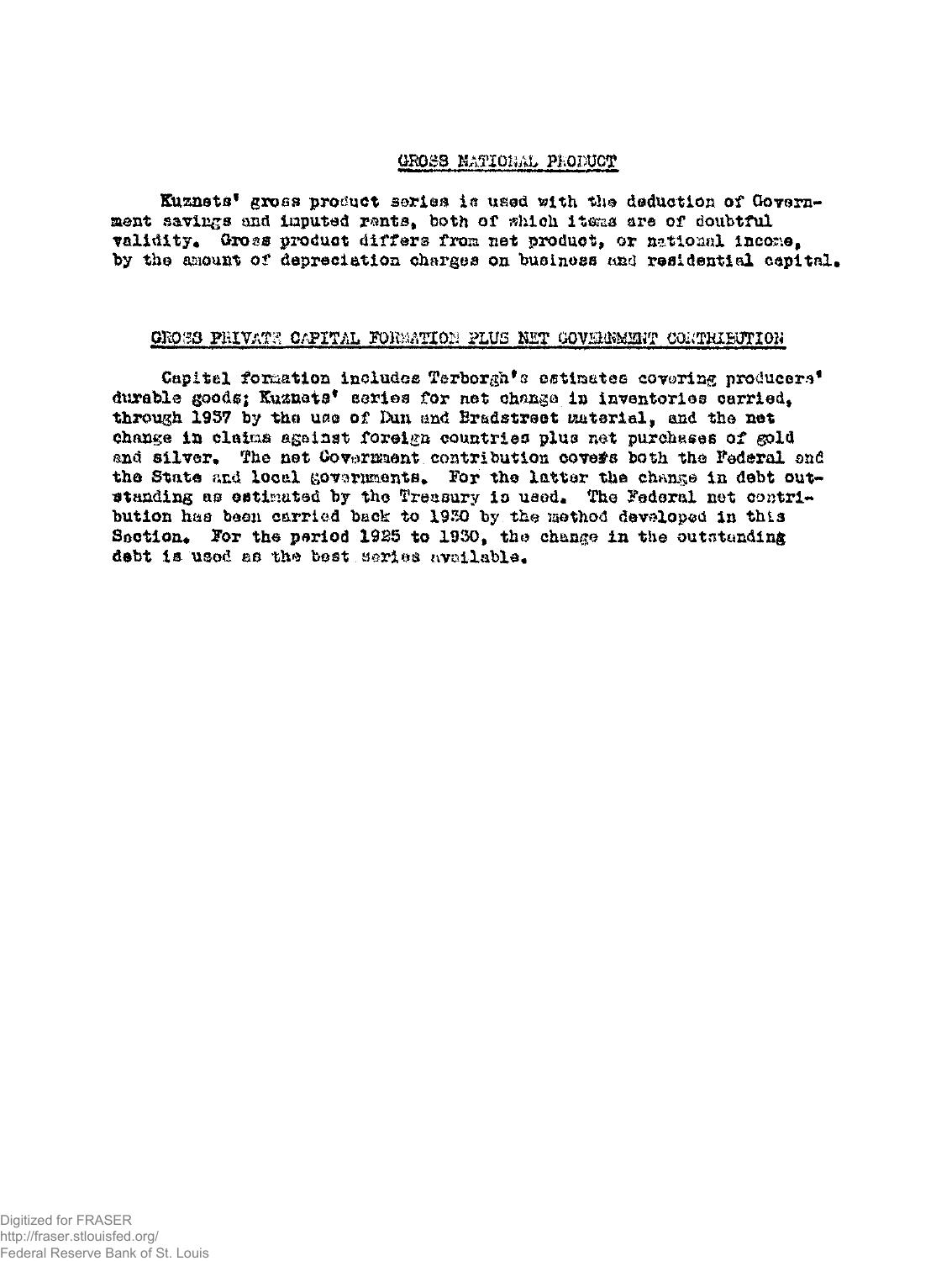## GROSS NATIONAL PRODUCT

Kuznets' gross product series is used with the deduction of Government savings and imputed rents, both of which items are of doubtful validity. Gross product differs from net product, or national income, by the amount of depreciation charges on business and residential capital.

## GROSS PRIVATE CAPITAL FORMATION PLUS NET GOVERNMENT CONTRIBUTION

Capital formation includes Terborgh's estimates covering producers' durable goods; Kuznets' series for net change in inventories carried, through 1937 by the use of Dun and Bradstreet material, and the net change in claims against foreign countries plus net purchases of gold and silver. The net Government contribution covers both the Federal and the State and local governments. For the latter the change in debt outstanding as estimated by the Treasury is used. The Federal net contribution has been carried back to 1930 by the method developed in this Section. For the period 1925 to 1930, the change in the outstanding debt is used as the best series available.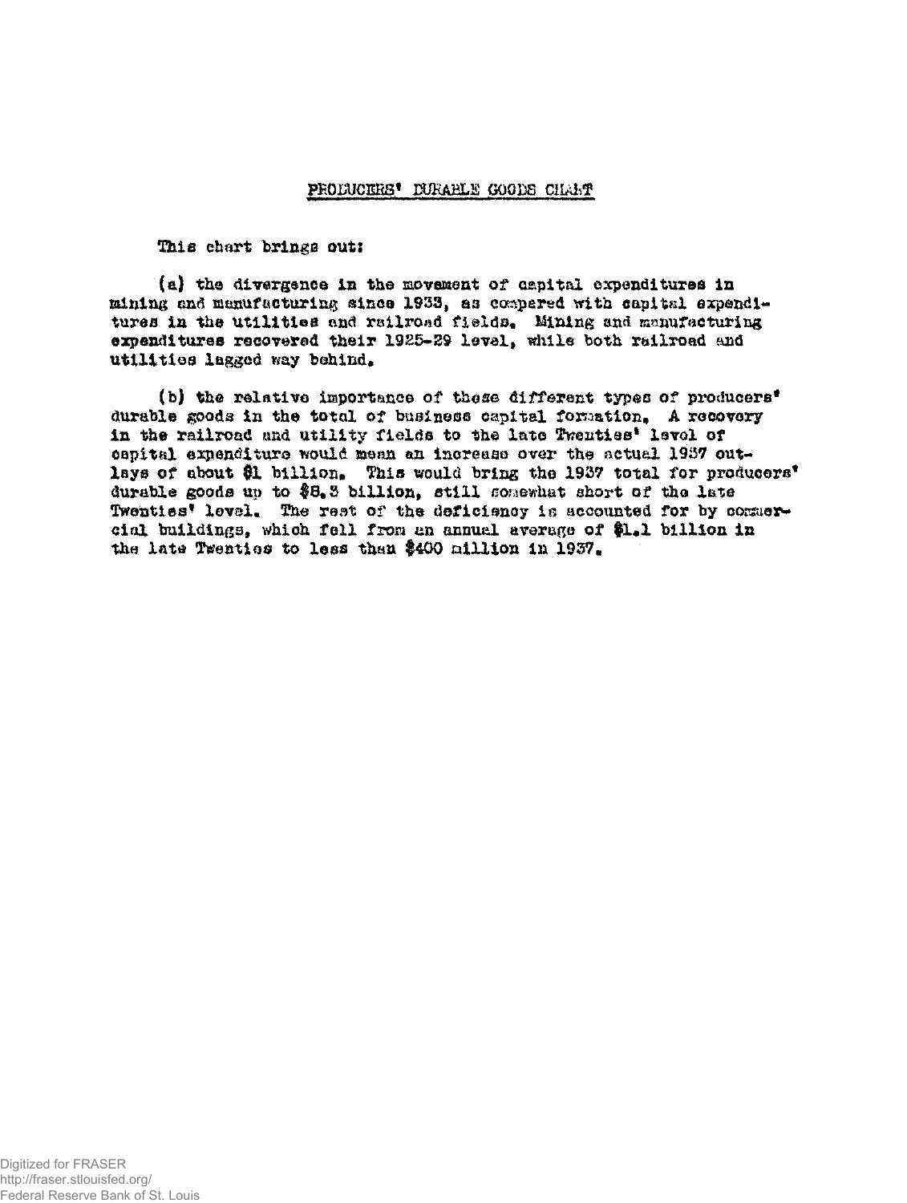## PRODUCERS' DURABLE GOODS CHART

This chart brings out:

(a) the divergence in the movement of capital expenditures in mining and manufacturing since 1933, as compared with capital expenditures in the utilities and railroad fields. Mining and manufacturing expenditures recovered their 1925-29 level, while both railroad and utilities lagged way behind.

(b) the relative importance of these different types of producers' durable goods in the total of business capital formation. A recovery in the railroad and utility fields to the late Twenties' level of capital expenditure would mean an increase over the actual 1937 outlays of about $1 billion. This would bring the 1937 total for producers' durable goods up to $8.3 billion, still somewhat short of the late Twenties' level. The rest of the deficiency is accounted for by commercial buildings, which fell from an annual average of $1.1 billion in the late Twenties to less than $400 million in 1937.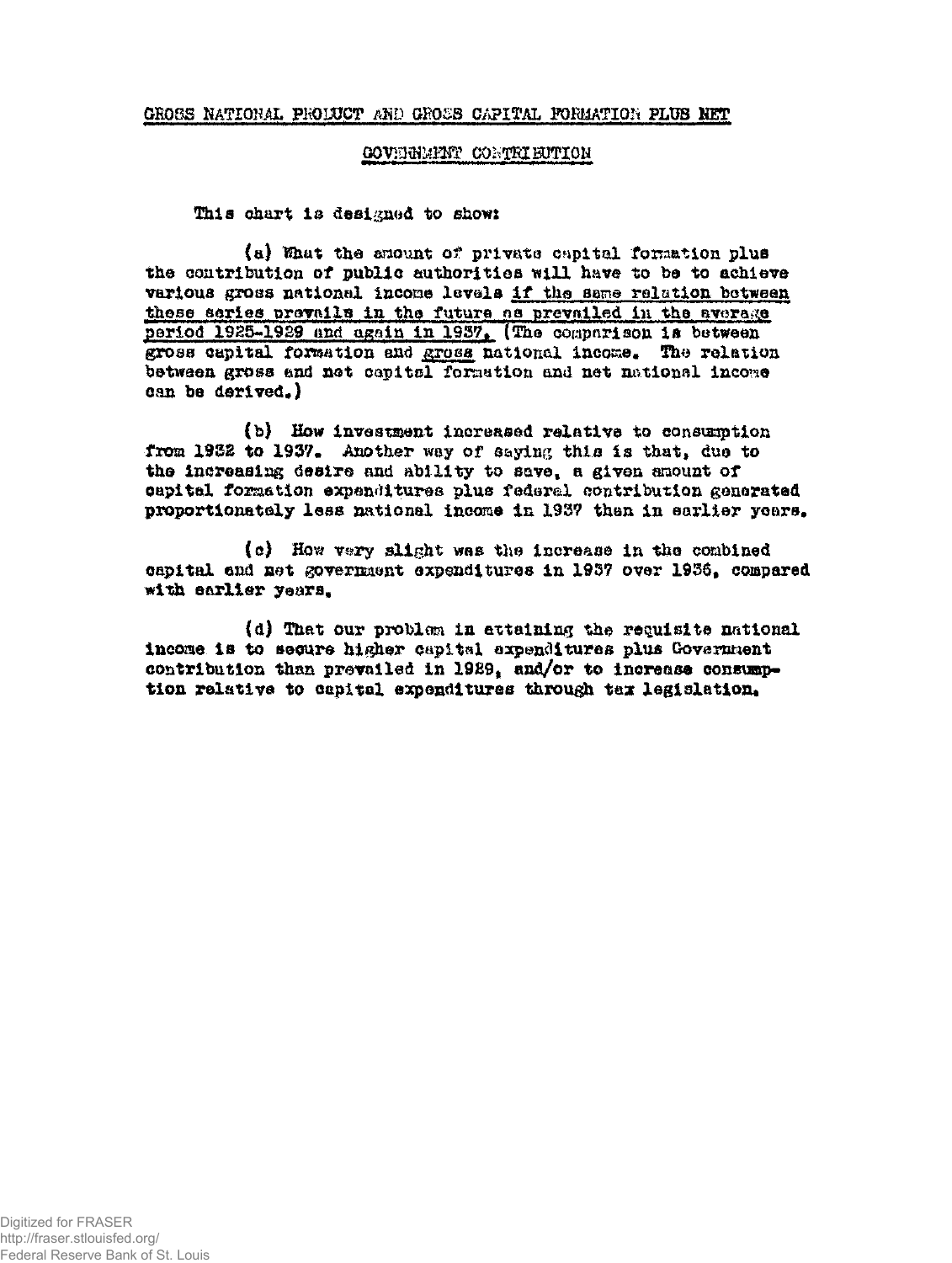## GROSS NATIONAL PRODUCT AND GROSS CAPITAL FORMATION PLUS NET GOVERNMENT CONTRIBUTION

This chart is designed to show:

(a) What the amount of private capital formation plus the contribution of public authorities will have to be to achieve various gross national income levels <u>if the same relation between these series prevails in the future as prevailed in the average period 1925-1929 and again in 1937.</u> (The comparison is between gross capital formation and <u>gross</u> national income. The relation between gross and net capital formation and net national income can be derived.)

(b) How investment increased relative to consumption from 1932 to 1937. Another way of saying this is that, due to the increasing desire and ability to save, a given amount of capital formation expenditures plus federal contribution generated proportionately less national income in 1937 than in earlier years.

(c) How very slight was the increase in the combined capital and net government expenditures in 1937 over 1936, compared with earlier years.

(d) That our problem in attaining the requisite national income is to secure higher capital expenditures plus Government contribution than prevailed in 1929, and/or to increase consumption relative to capital expenditures through tax legislation.